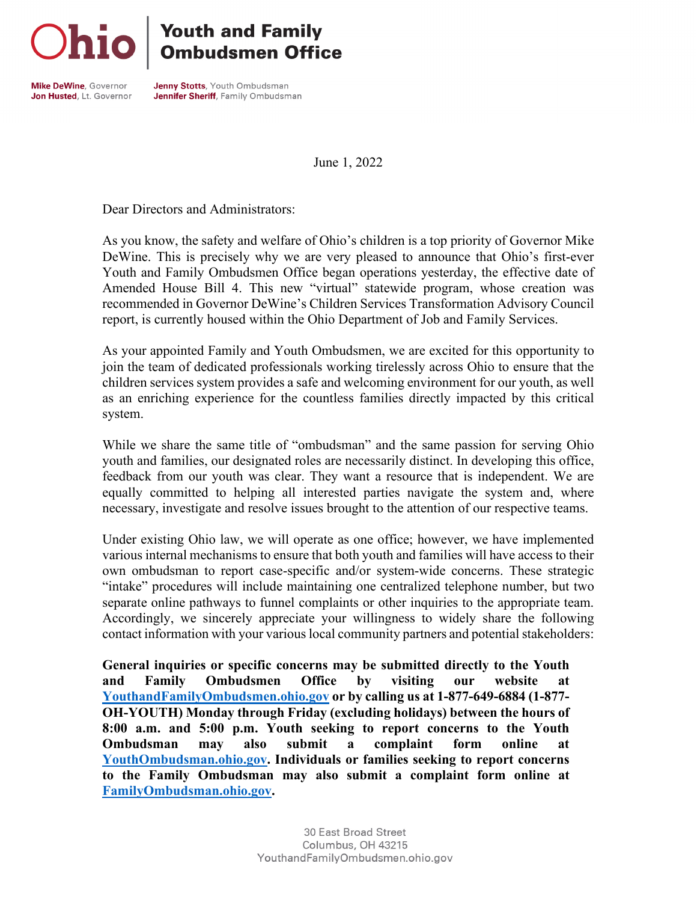# Ohio | Youth and Family Ombudsmen Office

**Mike DeWine**, Governor
**Jon Husted**, Lt. Governor

**Jenny Stotts**, Youth Ombudsman
**Jennifer Sheriff**, Family Ombudsman

June 1, 2022

Dear Directors and Administrators:

As you know, the safety and welfare of Ohio's children is a top priority of Governor Mike DeWine. This is precisely why we are very pleased to announce that Ohio's first-ever Youth and Family Ombudsmen Office began operations yesterday, the effective date of Amended House Bill 4. This new "virtual" statewide program, whose creation was recommended in Governor DeWine's Children Services Transformation Advisory Council report, is currently housed within the Ohio Department of Job and Family Services.

As your appointed Family and Youth Ombudsmen, we are excited for this opportunity to join the team of dedicated professionals working tirelessly across Ohio to ensure that the children services system provides a safe and welcoming environment for our youth, as well as an enriching experience for the countless families directly impacted by this critical system.

While we share the same title of "ombudsman" and the same passion for serving Ohio youth and families, our designated roles are necessarily distinct. In developing this office, feedback from our youth was clear. They want a resource that is independent. We are equally committed to helping all interested parties navigate the system and, where necessary, investigate and resolve issues brought to the attention of our respective teams.

Under existing Ohio law, we will operate as one office; however, we have implemented various internal mechanisms to ensure that both youth and families will have access to their own ombudsman to report case-specific and/or system-wide concerns. These strategic "intake" procedures will include maintaining one centralized telephone number, but two separate online pathways to funnel complaints or other inquiries to the appropriate team. Accordingly, we sincerely appreciate your willingness to widely share the following contact information with your various local community partners and potential stakeholders:

**General inquiries or specific concerns may be submitted directly to the Youth and Family Ombudsmen Office by visiting our website at [YouthandFamilyOmbudsmen.ohio.gov](YouthandFamilyOmbudsmen.ohio.gov) or by calling us at 1-877-649-6884 (1-877-OH-YOUTH) Monday through Friday (excluding holidays) between the hours of 8:00 a.m. and 5:00 p.m. Youth seeking to report concerns to the Youth Ombudsman may also submit a complaint form online at [YouthOmbudsman.ohio.gov](YouthOmbudsman.ohio.gov). Individuals or families seeking to report concerns to the Family Ombudsman may also submit a complaint form online at [FamilyOmbudsman.ohio.gov](FamilyOmbudsman.ohio.gov).**

30 East Broad Street
Columbus, OH 43215
YouthandFamilyOmbudsmen.ohio.gov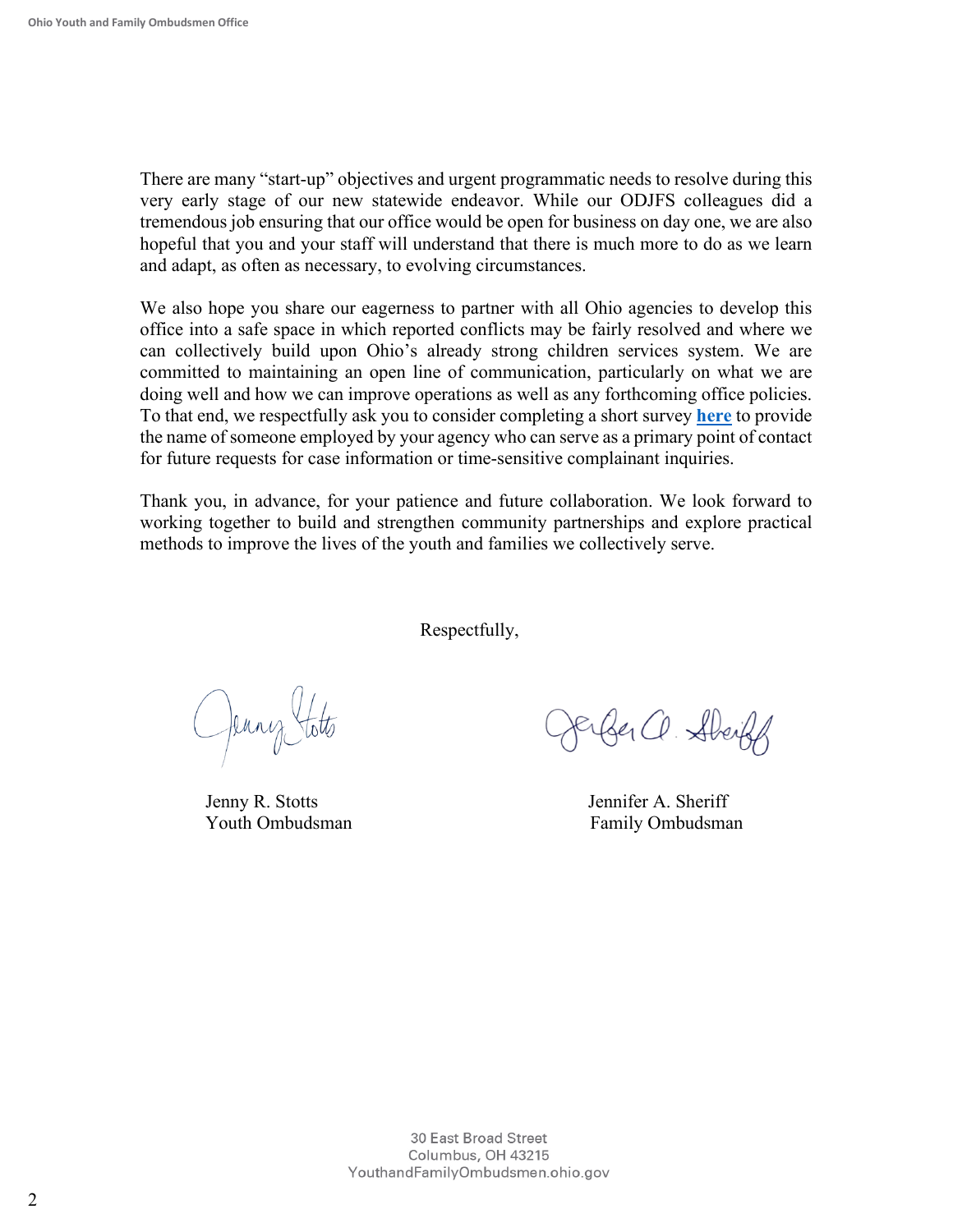There are many "start-up" objectives and urgent programmatic needs to resolve during this very early stage of our new statewide endeavor. While our ODJFS colleagues did a tremendous job ensuring that our office would be open for business on day one, we are also hopeful that you and your staff will understand that there is much more to do as we learn and adapt, as often as necessary, to evolving circumstances.

We also hope you share our eagerness to partner with all Ohio agencies to develop this office into a safe space in which reported conflicts may be fairly resolved and where we can collectively build upon Ohio's already strong children services system. We are committed to maintaining an open line of communication, particularly on what we are doing well and how we can improve operations as well as any forthcoming office policies. To that end, we respectfully ask you to consider completing a short survey **here** to provide the name of someone employed by your agency who can serve as a primary point of contact for future requests for case information or time-sensitive complainant inquiries.

Thank you, in advance, for your patience and future collaboration. We look forward to working together to build and strengthen community partnerships and explore practical methods to improve the lives of the youth and families we collectively serve.

Respectfully,

Jenny R. Stotts
Youth Ombudsman

Jennifer A. Sheriff
Family Ombudsman

30 East Broad Street
Columbus, OH 43215
YouthandFamilyOmbudsmen.ohio.gov